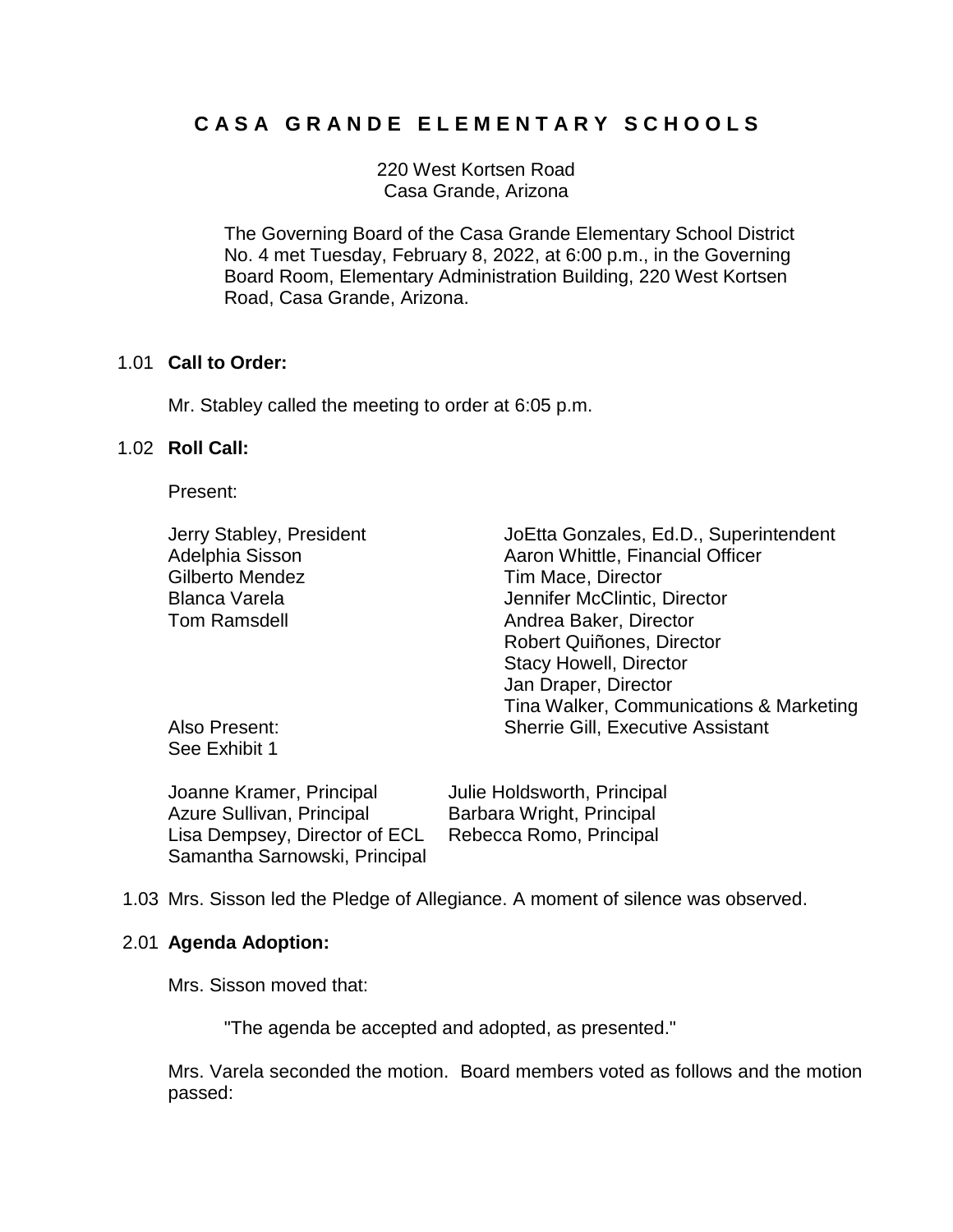# CASA GRANDE ELEMENTARY SCHOOLS

220 West Kortsen Road
Casa Grande, Arizona

The Governing Board of the Casa Grande Elementary School District No. 4 met Tuesday, February 8, 2022, at 6:00 p.m., in the Governing Board Room, Elementary Administration Building, 220 West Kortsen Road, Casa Grande, Arizona.

1.01 **Call to Order:**

Mr. Stabley called the meeting to order at 6:05 p.m.

1.02 **Roll Call:**

Present:

| | |
|---|---|
| Jerry Stabley, President | JoEtta Gonzales, Ed.D., Superintendent |
| Adelphia Sisson | Aaron Whittle, Financial Officer |
| Gilberto Mendez | Tim Mace, Director |
| Blanca Varela | Jennifer McClintic, Director |
| Tom Ramsdell | Andrea Baker, Director |
| | Robert Quiñones, Director |
| | Stacy Howell, Director |
| | Jan Draper, Director |
| | Tina Walker, Communications & Marketing |
| Also Present: | Sherrie Gill, Executive Assistant |
| See Exhibit 1 | |

| | |
|---|---|
| Joanne Kramer, Principal | Julie Holdsworth, Principal |
| Azure Sullivan, Principal | Barbara Wright, Principal |
| Lisa Dempsey, Director of ECL | Rebecca Romo, Principal |
| Samantha Sarnowski, Principal | |

1.03 Mrs. Sisson led the Pledge of Allegiance. A moment of silence was observed.

2.01 **Agenda Adoption:**

Mrs. Sisson moved that:

"The agenda be accepted and adopted, as presented."

Mrs. Varela seconded the motion. Board members voted as follows and the motion passed: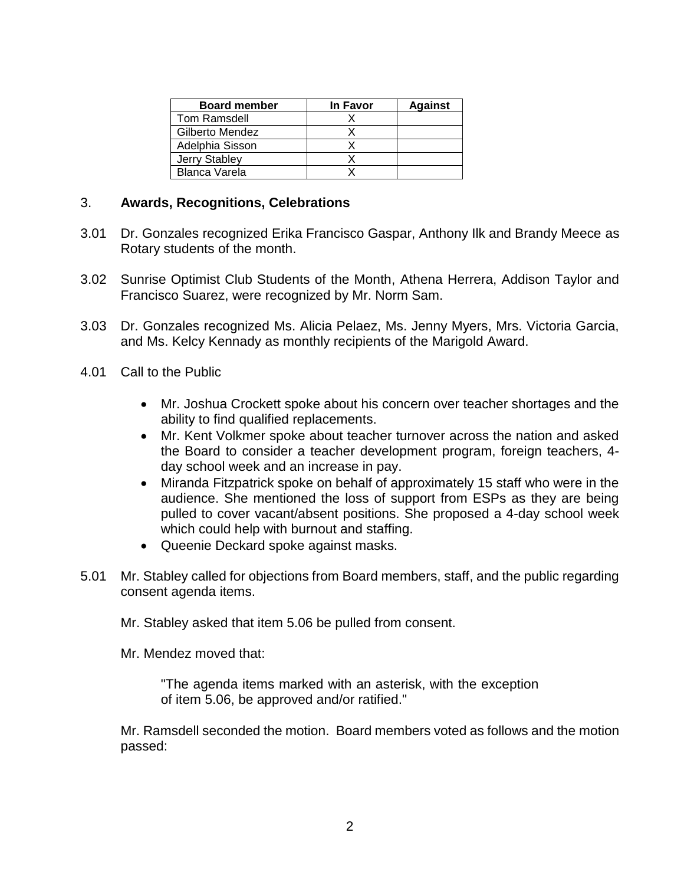| Board member | In Favor | Against |
|---|---|---|
| Tom Ramsdell | X | |
| Gilberto Mendez | X | |
| Adelphia Sisson | X | |
| Jerry Stabley | X | |
| Blanca Varela | X | |

## 3. Awards, Recognitions, Celebrations

3.01 Dr. Gonzales recognized Erika Francisco Gaspar, Anthony Ilk and Brandy Meece as Rotary students of the month.

3.02 Sunrise Optimist Club Students of the Month, Athena Herrera, Addison Taylor and Francisco Suarez, were recognized by Mr. Norm Sam.

3.03 Dr. Gonzales recognized Ms. Alicia Pelaez, Ms. Jenny Myers, Mrs. Victoria Garcia, and Ms. Kelcy Kennady as monthly recipients of the Marigold Award.

4.01 Call to the Public

- Mr. Joshua Crockett spoke about his concern over teacher shortages and the ability to find qualified replacements.
- Mr. Kent Volkmer spoke about teacher turnover across the nation and asked the Board to consider a teacher development program, foreign teachers, 4-day school week and an increase in pay.
- Miranda Fitzpatrick spoke on behalf of approximately 15 staff who were in the audience. She mentioned the loss of support from ESPs as they are being pulled to cover vacant/absent positions. She proposed a 4-day school week which could help with burnout and staffing.
- Queenie Deckard spoke against masks.

5.01 Mr. Stabley called for objections from Board members, staff, and the public regarding consent agenda items.

Mr. Stabley asked that item 5.06 be pulled from consent.

Mr. Mendez moved that:

> "The agenda items marked with an asterisk, with the exception of item 5.06, be approved and/or ratified."

Mr. Ramsdell seconded the motion. Board members voted as follows and the motion passed: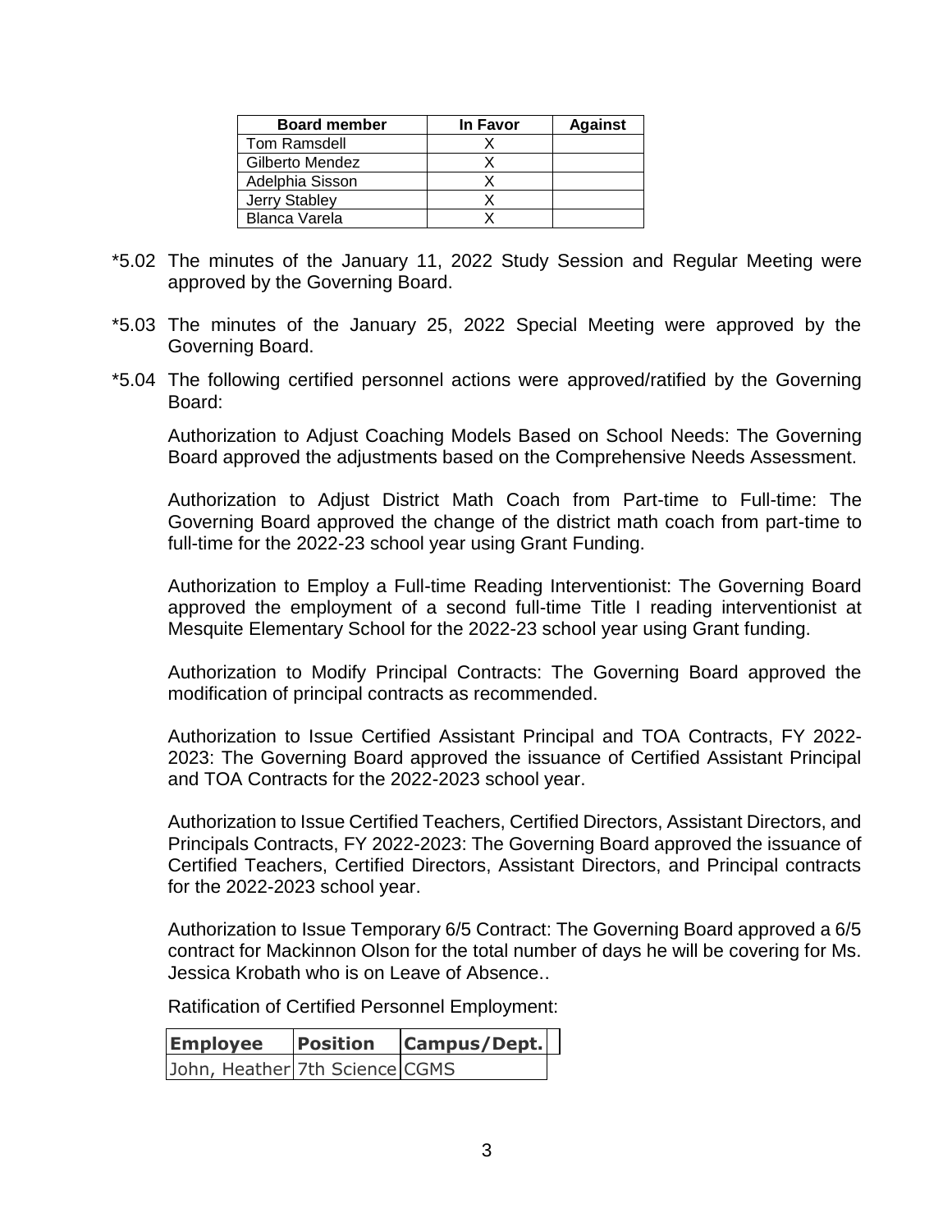| Board member | In Favor | Against |
|---|---|---|
| Tom Ramsdell | X | |
| Gilberto Mendez | X | |
| Adelphia Sisson | X | |
| Jerry Stabley | X | |
| Blanca Varela | X | |

*5.02 The minutes of the January 11, 2022 Study Session and Regular Meeting were approved by the Governing Board.

*5.03 The minutes of the January 25, 2022 Special Meeting were approved by the Governing Board.

*5.04 The following certified personnel actions were approved/ratified by the Governing Board:

Authorization to Adjust Coaching Models Based on School Needs: The Governing Board approved the adjustments based on the Comprehensive Needs Assessment.

Authorization to Adjust District Math Coach from Part-time to Full-time: The Governing Board approved the change of the district math coach from part-time to full-time for the 2022-23 school year using Grant Funding.

Authorization to Employ a Full-time Reading Interventionist: The Governing Board approved the employment of a second full-time Title I reading interventionist at Mesquite Elementary School for the 2022-23 school year using Grant funding.

Authorization to Modify Principal Contracts: The Governing Board approved the modification of principal contracts as recommended.

Authorization to Issue Certified Assistant Principal and TOA Contracts, FY 2022-2023: The Governing Board approved the issuance of Certified Assistant Principal and TOA Contracts for the 2022-2023 school year.

Authorization to Issue Certified Teachers, Certified Directors, Assistant Directors, and Principals Contracts, FY 2022-2023: The Governing Board approved the issuance of Certified Teachers, Certified Directors, Assistant Directors, and Principal contracts for the 2022-2023 school year.

Authorization to Issue Temporary 6/5 Contract: The Governing Board approved a 6/5 contract for Mackinnon Olson for the total number of days he will be covering for Ms. Jessica Krobath who is on Leave of Absence..

Ratification of Certified Personnel Employment:

| **Employee** | **Position** | **Campus/Dept.** |
|---|---|---|
| John, Heather | 7th Science | CGMS |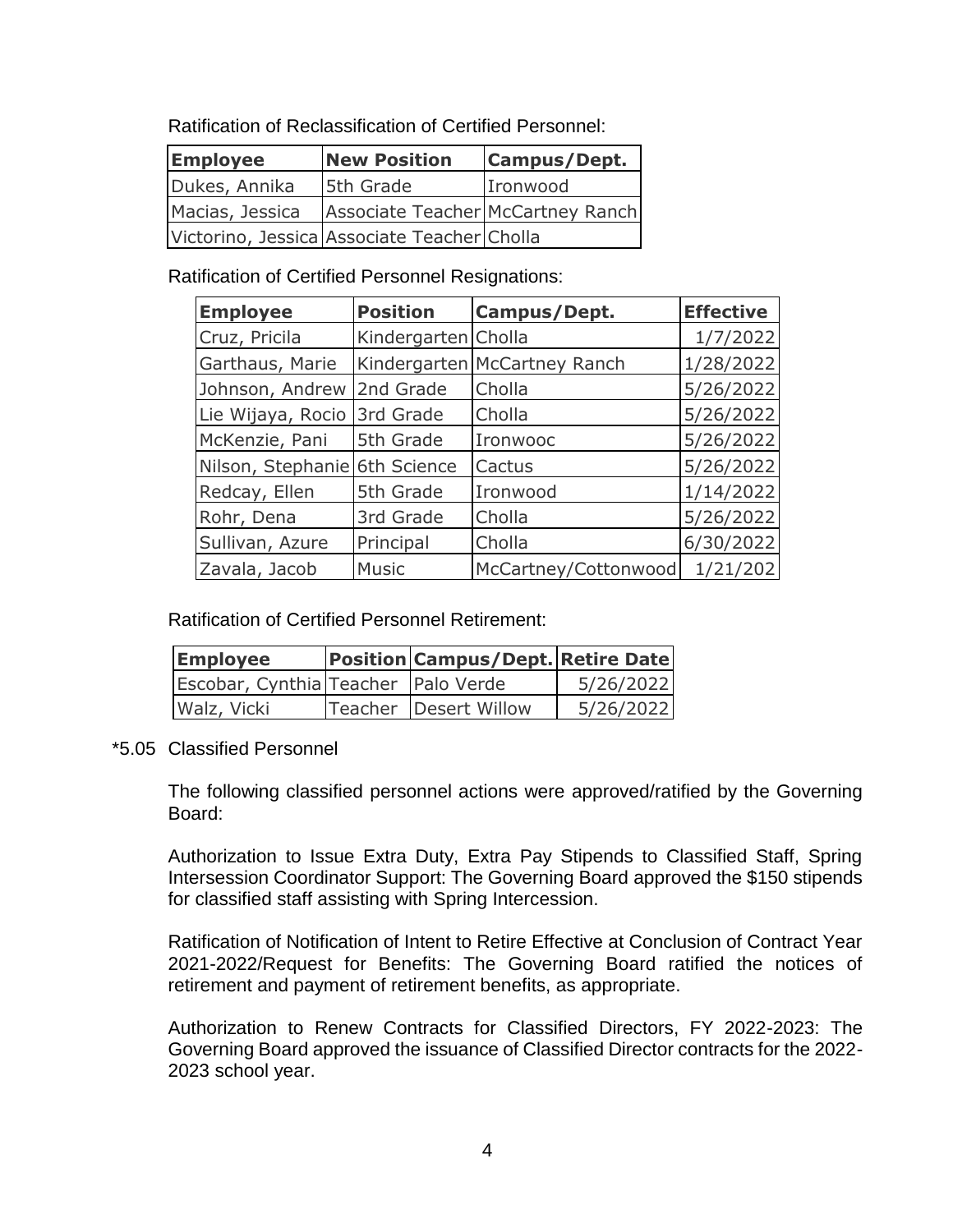Ratification of Reclassification of Certified Personnel:

| Employee | New Position | Campus/Dept. |
|---|---|---|
| Dukes, Annika | 5th Grade | Ironwood |
| Macias, Jessica | Associate Teacher | McCartney Ranch |
| Victorino, Jessica | Associate Teacher | Cholla |

Ratification of Certified Personnel Resignations:

| Employee | Position | Campus/Dept. | Effective |
|---|---|---|---|
| Cruz, Pricila | Kindergarten | Cholla | 1/7/2022 |
| Garthaus, Marie | Kindergarten | McCartney Ranch | 1/28/2022 |
| Johnson, Andrew | 2nd Grade | Cholla | 5/26/2022 |
| Lie Wijaya, Rocio | 3rd Grade | Cholla | 5/26/2022 |
| McKenzie, Pani | 5th Grade | Ironwooc | 5/26/2022 |
| Nilson, Stephanie | 6th Science | Cactus | 5/26/2022 |
| Redcay, Ellen | 5th Grade | Ironwood | 1/14/2022 |
| Rohr, Dena | 3rd Grade | Cholla | 5/26/2022 |
| Sullivan, Azure | Principal | Cholla | 6/30/2022 |
| Zavala, Jacob | Music | McCartney/Cottonwood | 1/21/202 |

Ratification of Certified Personnel Retirement:

| Employee | Position | Campus/Dept. | Retire Date |
|---|---|---|---|
| Escobar, Cynthia | Teacher | Palo Verde | 5/26/2022 |
| Walz, Vicki | Teacher | Desert Willow | 5/26/2022 |

*5.05 Classified Personnel

The following classified personnel actions were approved/ratified by the Governing Board:

Authorization to Issue Extra Duty, Extra Pay Stipends to Classified Staff, Spring Intersession Coordinator Support: The Governing Board approved the $150 stipends for classified staff assisting with Spring Intercession.

Ratification of Notification of Intent to Retire Effective at Conclusion of Contract Year 2021-2022/Request for Benefits: The Governing Board ratified the notices of retirement and payment of retirement benefits, as appropriate.

Authorization to Renew Contracts for Classified Directors, FY 2022-2023: The Governing Board approved the issuance of Classified Director contracts for the 2022-2023 school year.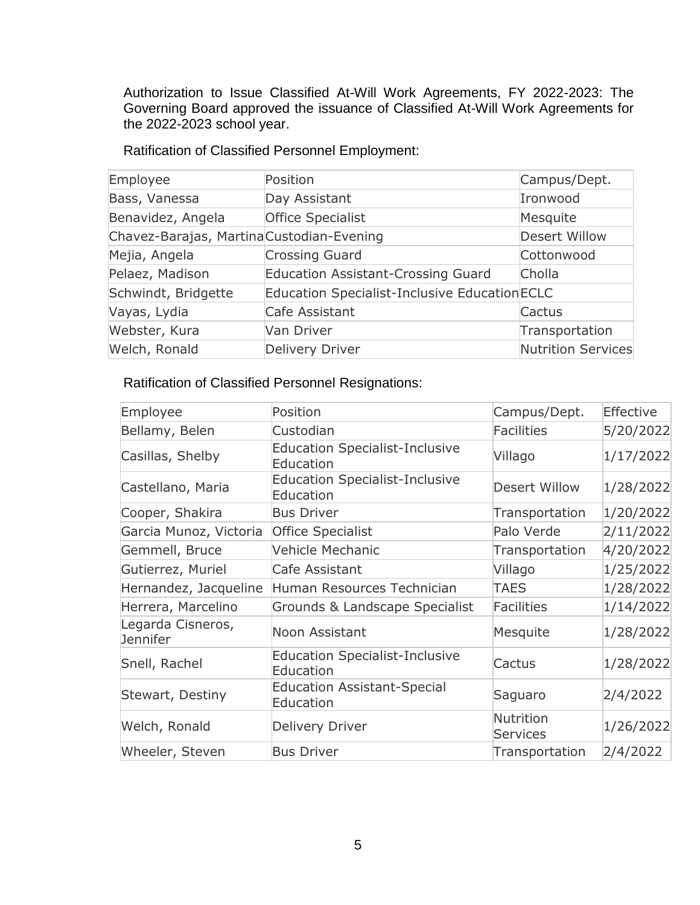Authorization to Issue Classified At-Will Work Agreements, FY 2022-2023: The Governing Board approved the issuance of Classified At-Will Work Agreements for the 2022-2023 school year.

Ratification of Classified Personnel Employment:

| Employee | Position | Campus/Dept. |
|---|---|---|
| Bass, Vanessa | Day Assistant | Ironwood |
| Benavidez, Angela | Office Specialist | Mesquite |
| Chavez-Barajas, Martina | Custodian-Evening | Desert Willow |
| Mejia, Angela | Crossing Guard | Cottonwood |
| Pelaez, Madison | Education Assistant-Crossing Guard | Cholla |
| Schwindt, Bridgette | Education Specialist-Inclusive Education | ECLC |
| Vayas, Lydia | Cafe Assistant | Cactus |
| Webster, Kura | Van Driver | Transportation |
| Welch, Ronald | Delivery Driver | Nutrition Services |

Ratification of Classified Personnel Resignations:

| Employee | Position | Campus/Dept. | Effective |
|---|---|---|---|
| Bellamy, Belen | Custodian | Facilities | 5/20/2022 |
| Casillas, Shelby | Education Specialist-Inclusive Education | Villago | 1/17/2022 |
| Castellano, Maria | Education Specialist-Inclusive Education | Desert Willow | 1/28/2022 |
| Cooper, Shakira | Bus Driver | Transportation | 1/20/2022 |
| Garcia Munoz, Victoria | Office Specialist | Palo Verde | 2/11/2022 |
| Gemmell, Bruce | Vehicle Mechanic | Transportation | 4/20/2022 |
| Gutierrez, Muriel | Cafe Assistant | Villago | 1/25/2022 |
| Hernandez, Jacqueline | Human Resources Technician | TAES | 1/28/2022 |
| Herrera, Marcelino | Grounds & Landscape Specialist | Facilities | 1/14/2022 |
| Legarda Cisneros, Jennifer | Noon Assistant | Mesquite | 1/28/2022 |
| Snell, Rachel | Education Specialist-Inclusive Education | Cactus | 1/28/2022 |
| Stewart, Destiny | Education Assistant-Special Education | Saguaro | 2/4/2022 |
| Welch, Ronald | Delivery Driver | Nutrition Services | 1/26/2022 |
| Wheeler, Steven | Bus Driver | Transportation | 2/4/2022 |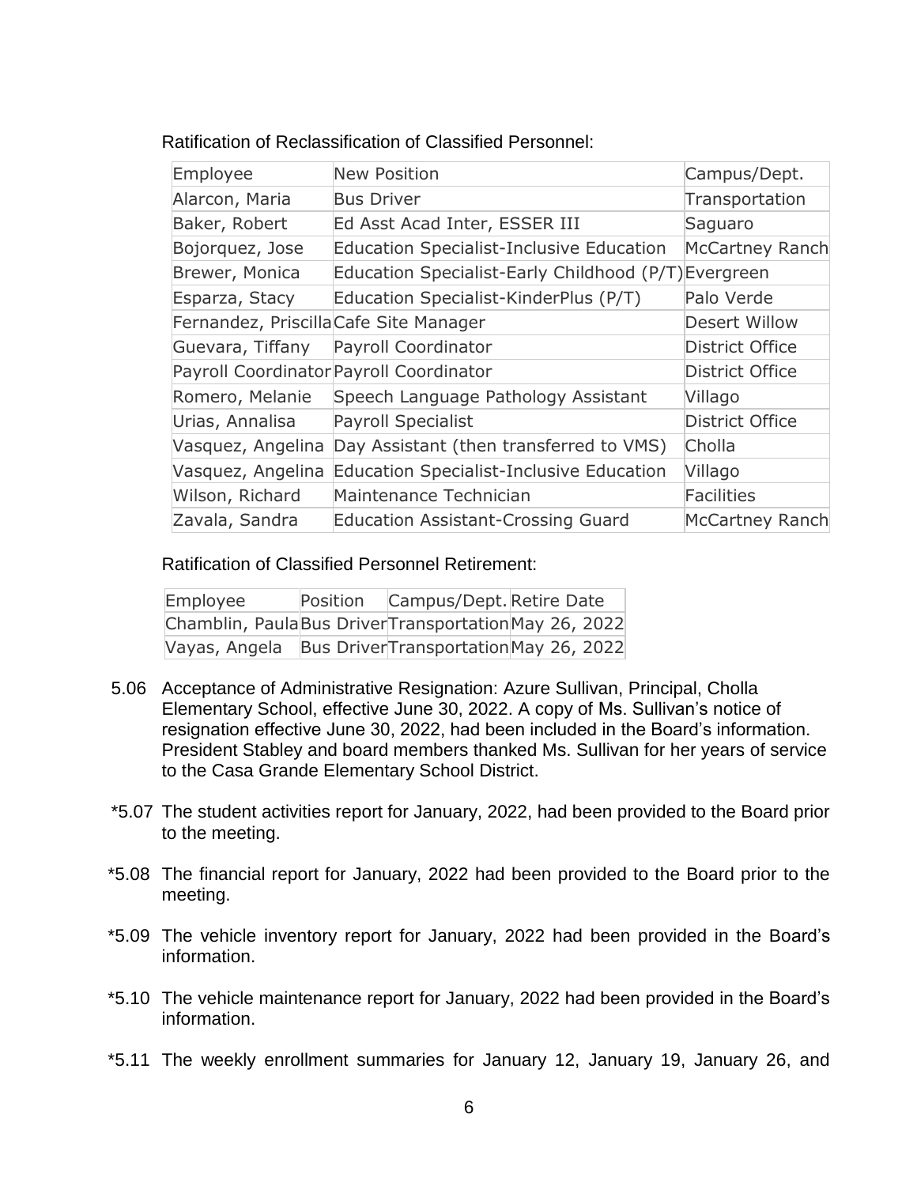Ratification of Reclassification of Classified Personnel:

| Employee | New Position | Campus/Dept. |
|---|---|---|
| Alarcon, Maria | Bus Driver | Transportation |
| Baker, Robert | Ed Asst Acad Inter, ESSER III | Saguaro |
| Bojorquez, Jose | Education Specialist-Inclusive Education | McCartney Ranch |
| Brewer, Monica | Education Specialist-Early Childhood (P/T) | Evergreen |
| Esparza, Stacy | Education Specialist-KinderPlus (P/T) | Palo Verde |
| Fernandez, Priscilla | Cafe Site Manager | Desert Willow |
| Guevara, Tiffany | Payroll Coordinator | District Office |
| Payroll Coordinator | Payroll Coordinator | District Office |
| Romero, Melanie | Speech Language Pathology Assistant | Villago |
| Urias, Annalisa | Payroll Specialist | District Office |
| Vasquez, Angelina | Day Assistant (then transferred to VMS) | Cholla |
| Vasquez, Angelina | Education Specialist-Inclusive Education | Villago |
| Wilson, Richard | Maintenance Technician | Facilities |
| Zavala, Sandra | Education Assistant-Crossing Guard | McCartney Ranch |

Ratification of Classified Personnel Retirement:

| Employee | Position | Campus/Dept. | Retire Date |
|---|---|---|---|
| Chamblin, Paula | Bus Driver | Transportation | May 26, 2022 |
| Vayas, Angela | Bus Driver | Transportation | May 26, 2022 |

5.06 Acceptance of Administrative Resignation: Azure Sullivan, Principal, Cholla Elementary School, effective June 30, 2022. A copy of Ms. Sullivan's notice of resignation effective June 30, 2022, had been included in the Board's information. President Stabley and board members thanked Ms. Sullivan for her years of service to the Casa Grande Elementary School District.

*5.07 The student activities report for January, 2022, had been provided to the Board prior to the meeting.

*5.08 The financial report for January, 2022 had been provided to the Board prior to the meeting.

*5.09 The vehicle inventory report for January, 2022 had been provided in the Board's information.

*5.10 The vehicle maintenance report for January, 2022 had been provided in the Board's information.

*5.11 The weekly enrollment summaries for January 12, January 19, January 26, and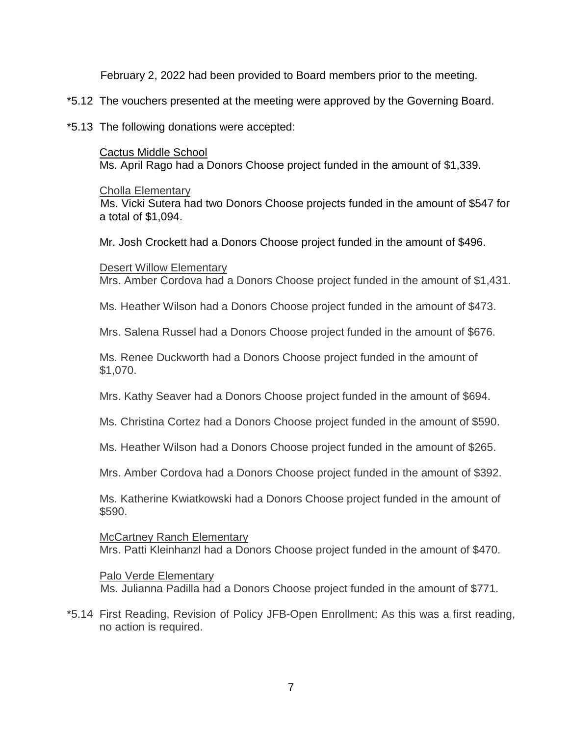February 2, 2022 had been provided to Board members prior to the meeting.

*5.12 The vouchers presented at the meeting were approved by the Governing Board.

*5.13 The following donations were accepted:

Cactus Middle School
Ms. April Rago had a Donors Choose project funded in the amount of $1,339.

Cholla Elementary
Ms. Vicki Sutera had two Donors Choose projects funded in the amount of $547 for a total of $1,094.

Mr. Josh Crockett had a Donors Choose project funded in the amount of $496.

Desert Willow Elementary
Mrs. Amber Cordova had a Donors Choose project funded in the amount of $1,431.

Ms. Heather Wilson had a Donors Choose project funded in the amount of $473.

Mrs. Salena Russel had a Donors Choose project funded in the amount of $676.

Ms. Renee Duckworth had a Donors Choose project funded in the amount of $1,070.

Mrs. Kathy Seaver had a Donors Choose project funded in the amount of $694.

Ms. Christina Cortez had a Donors Choose project funded in the amount of $590.

Ms. Heather Wilson had a Donors Choose project funded in the amount of $265.

Mrs. Amber Cordova had a Donors Choose project funded in the amount of $392.

Ms. Katherine Kwiatkowski had a Donors Choose project funded in the amount of $590.

McCartney Ranch Elementary
Mrs. Patti Kleinhanzl had a Donors Choose project funded in the amount of $470.

Palo Verde Elementary
Ms. Julianna Padilla had a Donors Choose project funded in the amount of $771.

*5.14 First Reading, Revision of Policy JFB-Open Enrollment: As this was a first reading, no action is required.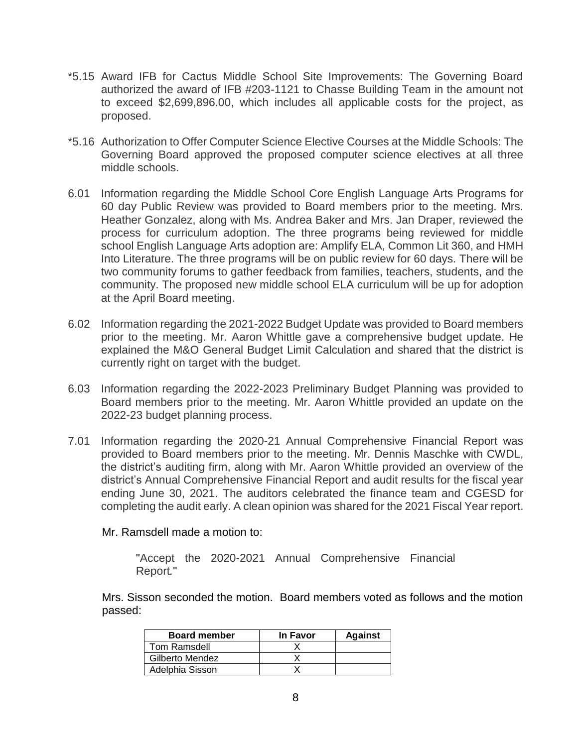*5.15 Award IFB for Cactus Middle School Site Improvements: The Governing Board authorized the award of IFB #203-1121 to Chasse Building Team in the amount not to exceed $2,699,896.00, which includes all applicable costs for the project, as proposed.

*5.16 Authorization to Offer Computer Science Elective Courses at the Middle Schools: The Governing Board approved the proposed computer science electives at all three middle schools.

6.01 Information regarding the Middle School Core English Language Arts Programs for 60 day Public Review was provided to Board members prior to the meeting. Mrs. Heather Gonzalez, along with Ms. Andrea Baker and Mrs. Jan Draper, reviewed the process for curriculum adoption. The three programs being reviewed for middle school English Language Arts adoption are: Amplify ELA, Common Lit 360, and HMH Into Literature. The three programs will be on public review for 60 days. There will be two community forums to gather feedback from families, teachers, students, and the community. The proposed new middle school ELA curriculum will be up for adoption at the April Board meeting.

6.02 Information regarding the 2021-2022 Budget Update was provided to Board members prior to the meeting. Mr. Aaron Whittle gave a comprehensive budget update. He explained the M&O General Budget Limit Calculation and shared that the district is currently right on target with the budget.

6.03 Information regarding the 2022-2023 Preliminary Budget Planning was provided to Board members prior to the meeting. Mr. Aaron Whittle provided an update on the 2022-23 budget planning process.

7.01 Information regarding the 2020-21 Annual Comprehensive Financial Report was provided to Board members prior to the meeting. Mr. Dennis Maschke with CWDL, the district's auditing firm, along with Mr. Aaron Whittle provided an overview of the district's Annual Comprehensive Financial Report and audit results for the fiscal year ending June 30, 2021. The auditors celebrated the finance team and CGESD for completing the audit early. A clean opinion was shared for the 2021 Fiscal Year report.

Mr. Ramsdell made a motion to:

"Accept the 2020-2021 Annual Comprehensive Financial Report."

Mrs. Sisson seconded the motion. Board members voted as follows and the motion passed:

| Board member | In Favor | Against |
|---|---|---|
| Tom Ramsdell | X | |
| Gilberto Mendez | X | |
| Adelphia Sisson | X | |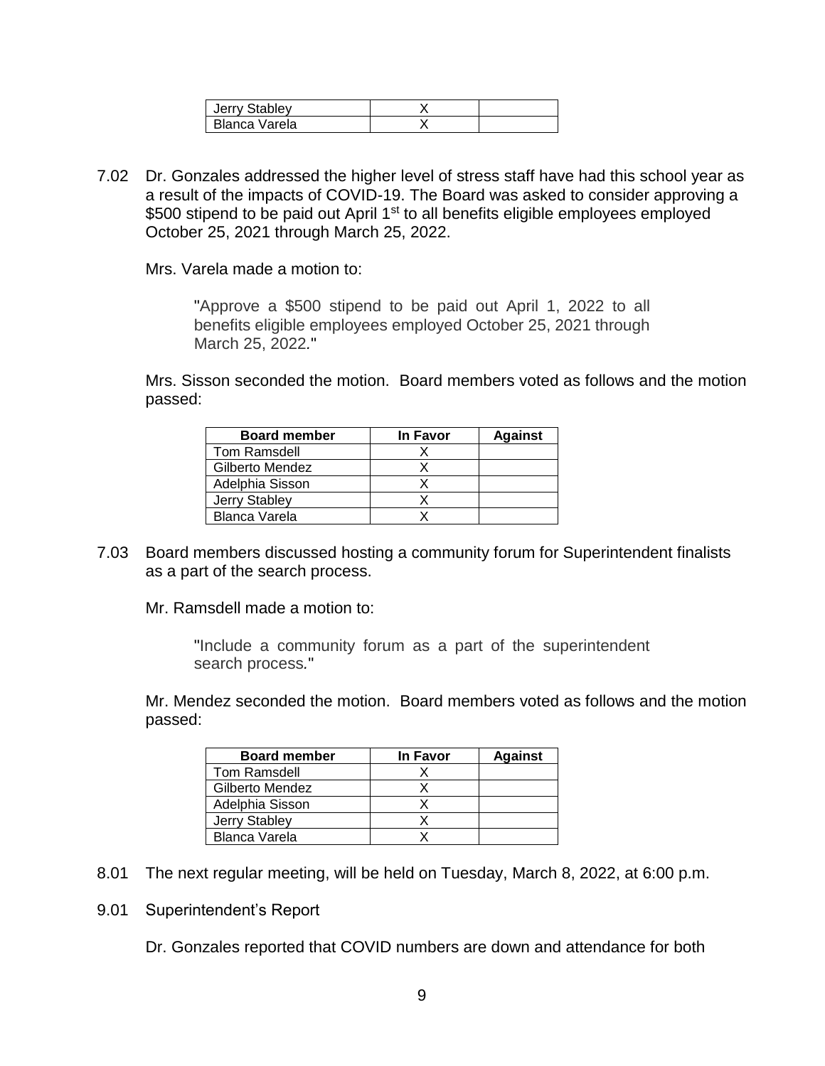| | | |
|---|---|---|
| Jerry Stabley | X | |
| Blanca Varela | X | |

7.02 Dr. Gonzales addressed the higher level of stress staff have had this school year as a result of the impacts of COVID-19. The Board was asked to consider approving a $500 stipend to be paid out April 1st to all benefits eligible employees employed October 25, 2021 through March 25, 2022.

Mrs. Varela made a motion to:

> "Approve a $500 stipend to be paid out April 1, 2022 to all benefits eligible employees employed October 25, 2021 through March 25, 2022."

Mrs. Sisson seconded the motion. Board members voted as follows and the motion passed:

| Board member | In Favor | Against |
|---|---|---|
| Tom Ramsdell | X | |
| Gilberto Mendez | X | |
| Adelphia Sisson | X | |
| Jerry Stabley | X | |
| Blanca Varela | X | |

7.03 Board members discussed hosting a community forum for Superintendent finalists as a part of the search process.

Mr. Ramsdell made a motion to:

> "Include a community forum as a part of the superintendent search process."

Mr. Mendez seconded the motion. Board members voted as follows and the motion passed:

| Board member | In Favor | Against |
|---|---|---|
| Tom Ramsdell | X | |
| Gilberto Mendez | X | |
| Adelphia Sisson | X | |
| Jerry Stabley | X | |
| Blanca Varela | X | |

8.01 The next regular meeting, will be held on Tuesday, March 8, 2022, at 6:00 p.m.

9.01 Superintendent's Report

Dr. Gonzales reported that COVID numbers are down and attendance for both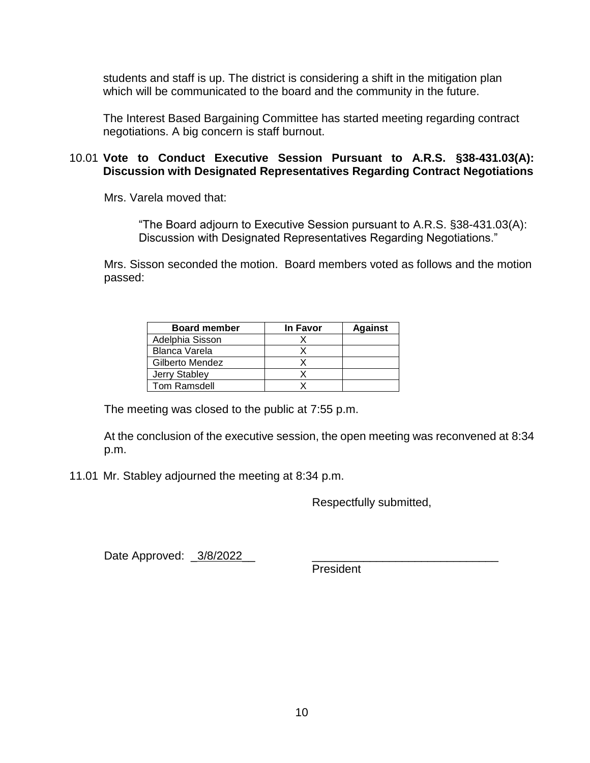students and staff is up. The district is considering a shift in the mitigation plan which will be communicated to the board and the community in the future.

The Interest Based Bargaining Committee has started meeting regarding contract negotiations. A big concern is staff burnout.

10.01 **Vote to Conduct Executive Session Pursuant to A.R.S. §38-431.03(A): Discussion with Designated Representatives Regarding Contract Negotiations**

Mrs. Varela moved that:

> "The Board adjourn to Executive Session pursuant to A.R.S. §38-431.03(A): Discussion with Designated Representatives Regarding Negotiations."

Mrs. Sisson seconded the motion. Board members voted as follows and the motion passed:

| Board member | In Favor | Against |
|---|---|---|
| Adelphia Sisson | X | |
| Blanca Varela | X | |
| Gilberto Mendez | X | |
| Jerry Stabley | X | |
| Tom Ramsdell | X | |

The meeting was closed to the public at 7:55 p.m.

At the conclusion of the executive session, the open meeting was reconvened at 8:34 p.m.

11.01 Mr. Stabley adjourned the meeting at 8:34 p.m.

Respectfully submitted,

Date Approved: \_3/8/2022\_\_

\_\_\_\_\_\_\_\_\_\_\_\_\_\_\_\_\_\_\_\_\_\_\_\_\_\_\_\_\_
President